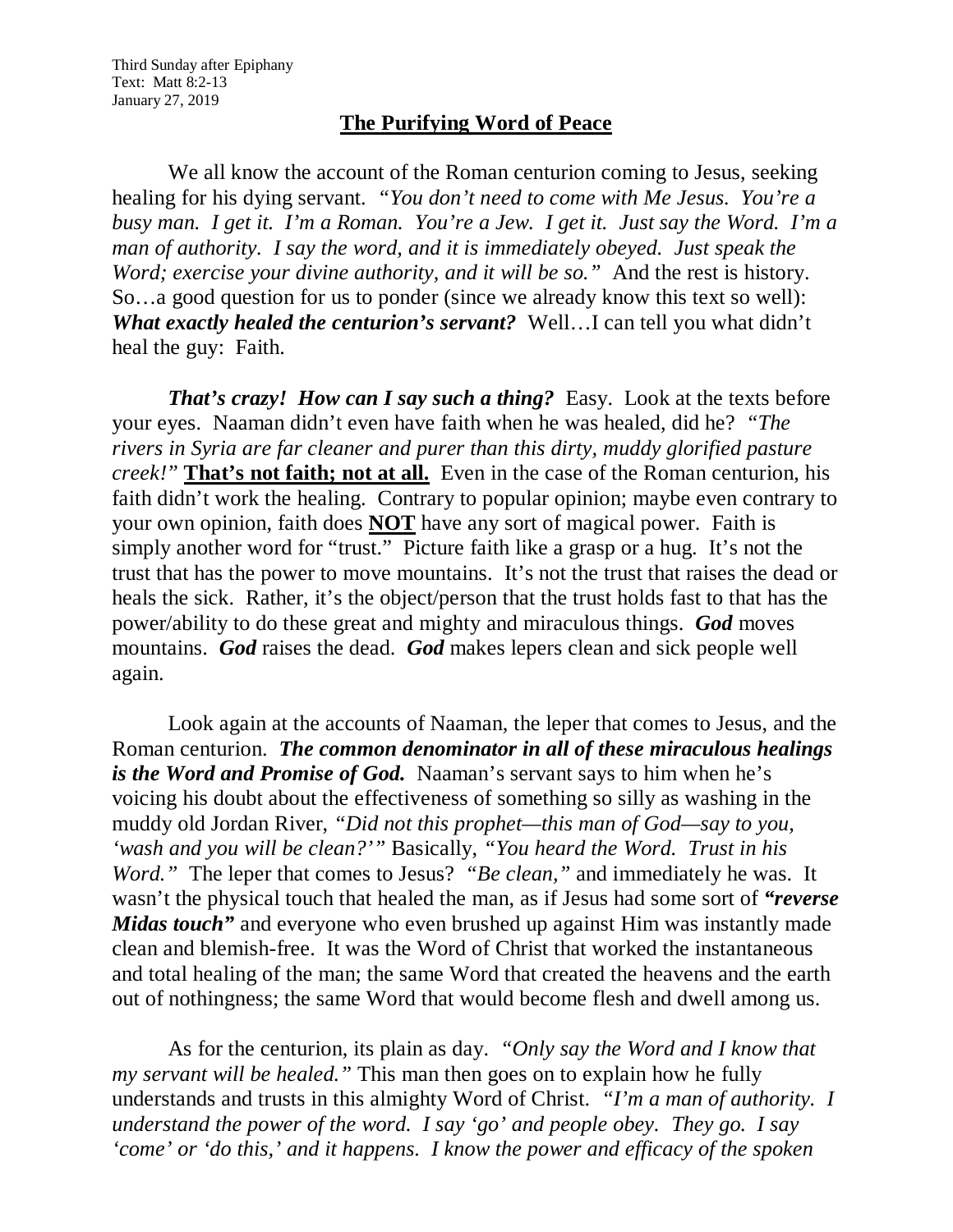Third Sunday after Epiphany
Text: Matt 8:2-13
January 27, 2019

## The Purifying Word of Peace

We all know the account of the Roman centurion coming to Jesus, seeking healing for his dying servant. *"You don't need to come with Me Jesus. You're a busy man. I get it. I'm a Roman. You're a Jew. I get it. Just say the Word. I'm a man of authority. I say the word, and it is immediately obeyed. Just speak the Word; exercise your divine authority, and it will be so."* And the rest is history. So…a good question for us to ponder (since we already know this text so well): ***What exactly healed the centurion's servant?*** Well…I can tell you what didn't heal the guy: Faith.

***That's crazy! How can I say such a thing?*** Easy. Look at the texts before your eyes. Naaman didn't even have faith when he was healed, did he? *"The rivers in Syria are far cleaner and purer than this dirty, muddy glorified pasture creek!"* **That's not faith; not at all.** Even in the case of the Roman centurion, his faith didn't work the healing. Contrary to popular opinion; maybe even contrary to your own opinion, faith does **NOT** have any sort of magical power. Faith is simply another word for "trust." Picture faith like a grasp or a hug. It's not the trust that has the power to move mountains. It's not the trust that raises the dead or heals the sick. Rather, it's the object/person that the trust holds fast to that has the power/ability to do these great and mighty and miraculous things. ***God*** moves mountains. ***God*** raises the dead. ***God*** makes lepers clean and sick people well again.

Look again at the accounts of Naaman, the leper that comes to Jesus, and the Roman centurion. ***The common denominator in all of these miraculous healings is the Word and Promise of God.*** Naaman's servant says to him when he's voicing his doubt about the effectiveness of something so silly as washing in the muddy old Jordan River, *"Did not this prophet—this man of God—say to you, 'wash and you will be clean?'"* Basically, *"You heard the Word. Trust in his Word."* The leper that comes to Jesus? *"Be clean,"* and immediately he was. It wasn't the physical touch that healed the man, as if Jesus had some sort of ***"reverse Midas touch"*** and everyone who even brushed up against Him was instantly made clean and blemish-free. It was the Word of Christ that worked the instantaneous and total healing of the man; the same Word that created the heavens and the earth out of nothingness; the same Word that would become flesh and dwell among us.

As for the centurion, its plain as day. *"Only say the Word and I know that my servant will be healed."* This man then goes on to explain how he fully understands and trusts in this almighty Word of Christ. *"I'm a man of authority. I understand the power of the word. I say 'go' and people obey. They go. I say 'come' or 'do this,' and it happens. I know the power and efficacy of the spoken*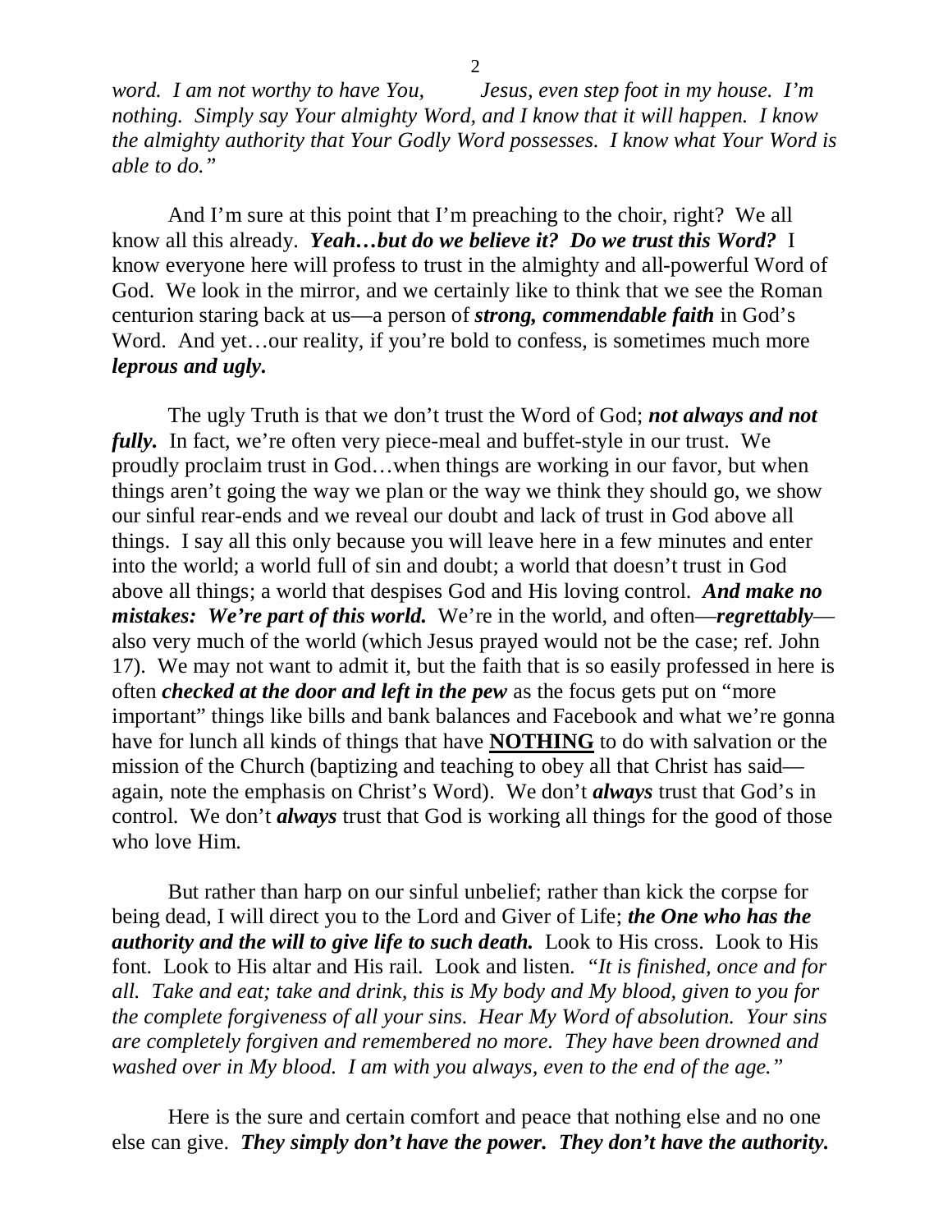*word. I am not worthy to have You, Jesus, even step foot in my house. I'm nothing. Simply say Your almighty Word, and I know that it will happen. I know the almighty authority that Your Godly Word possesses. I know what Your Word is able to do."*

And I'm sure at this point that I'm preaching to the choir, right? We all know all this already. ***Yeah…but do we believe it? Do we trust this Word?*** I know everyone here will profess to trust in the almighty and all-powerful Word of God. We look in the mirror, and we certainly like to think that we see the Roman centurion staring back at us—a person of ***strong, commendable faith*** in God's Word. And yet…our reality, if you're bold to confess, is sometimes much more ***leprous and ugly.***

The ugly Truth is that we don't trust the Word of God; ***not always and not fully.*** In fact, we're often very piece-meal and buffet-style in our trust. We proudly proclaim trust in God…when things are working in our favor, but when things aren't going the way we plan or the way we think they should go, we show our sinful rear-ends and we reveal our doubt and lack of trust in God above all things. I say all this only because you will leave here in a few minutes and enter into the world; a world full of sin and doubt; a world that doesn't trust in God above all things; a world that despises God and His loving control. ***And make no mistakes: We're part of this world.*** We're in the world, and often—***regrettably***—also very much of the world (which Jesus prayed would not be the case; ref. John 17). We may not want to admit it, but the faith that is so easily professed in here is often ***checked at the door and left in the pew*** as the focus gets put on "more important" things like bills and bank balances and Facebook and what we're gonna have for lunch all kinds of things that have **<u>NOTHING</u>** to do with salvation or the mission of the Church (baptizing and teaching to obey all that Christ has said—again, note the emphasis on Christ's Word). We don't ***always*** trust that God's in control. We don't ***always*** trust that God is working all things for the good of those who love Him.

But rather than harp on our sinful unbelief; rather than kick the corpse for being dead, I will direct you to the Lord and Giver of Life; ***the One who has the authority and the will to give life to such death.*** Look to His cross. Look to His font. Look to His altar and His rail. Look and listen. *"It is finished, once and for all. Take and eat; take and drink, this is My body and My blood, given to you for the complete forgiveness of all your sins. Hear My Word of absolution. Your sins are completely forgiven and remembered no more. They have been drowned and washed over in My blood. I am with you always, even to the end of the age."*

Here is the sure and certain comfort and peace that nothing else and no one else can give. ***They simply don't have the power. They don't have the authority.***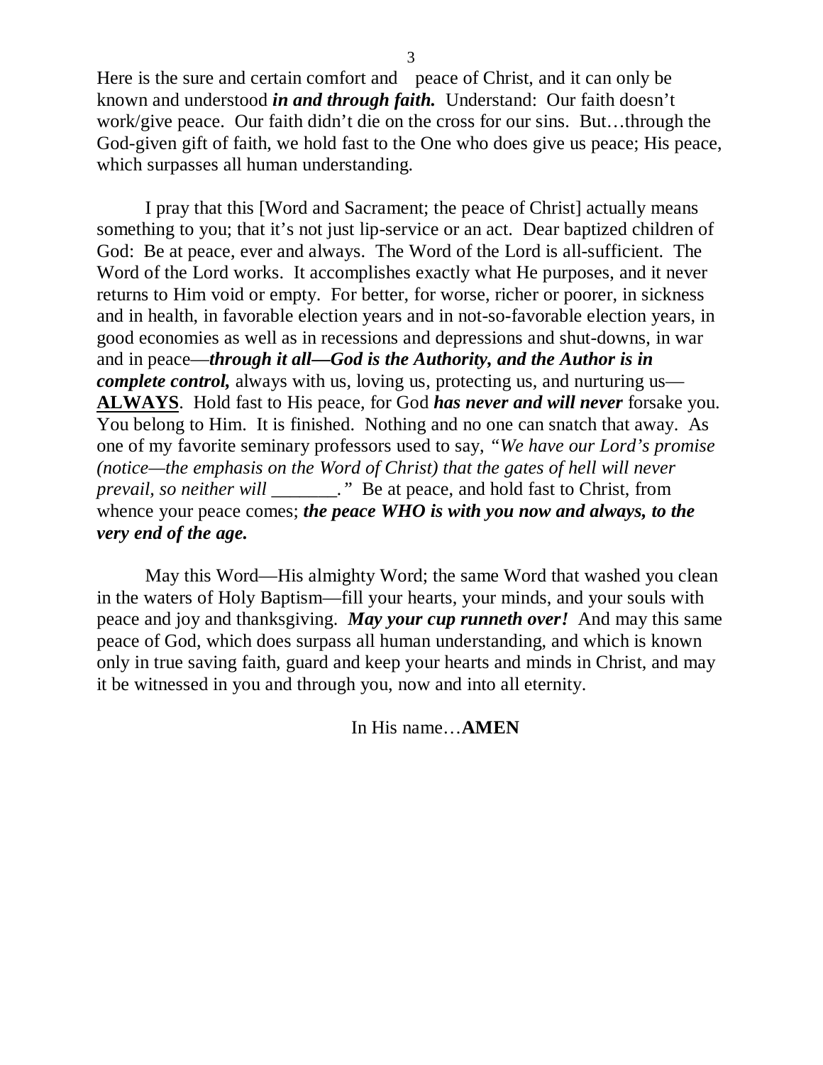Here is the sure and certain comfort and peace of Christ, and it can only be known and understood ***in and through faith.*** Understand: Our faith doesn't work/give peace. Our faith didn't die on the cross for our sins. But…through the God-given gift of faith, we hold fast to the One who does give us peace; His peace, which surpasses all human understanding.

I pray that this [Word and Sacrament; the peace of Christ] actually means something to you; that it's not just lip-service or an act. Dear baptized children of God: Be at peace, ever and always. The Word of the Lord is all-sufficient. The Word of the Lord works. It accomplishes exactly what He purposes, and it never returns to Him void or empty. For better, for worse, richer or poorer, in sickness and in health, in favorable election years and in not-so-favorable election years, in good economies as well as in recessions and depressions and shut-downs, in war and in peace—***through it all—God is the Authority, and the Author is in complete control,*** always with us, loving us, protecting us, and nurturing us—**<u>ALWAYS</u>**. Hold fast to His peace, for God ***has never and will never*** forsake you. You belong to Him. It is finished. Nothing and no one can snatch that away. As one of my favorite seminary professors used to say, *"We have our Lord's promise (notice—the emphasis on the Word of Christ) that the gates of hell will never prevail, so neither will _______."* Be at peace, and hold fast to Christ, from whence your peace comes; ***the peace WHO is with you now and always, to the very end of the age.***

May this Word—His almighty Word; the same Word that washed you clean in the waters of Holy Baptism—fill your hearts, your minds, and your souls with peace and joy and thanksgiving. ***May your cup runneth over!*** And may this same peace of God, which does surpass all human understanding, and which is known only in true saving faith, guard and keep your hearts and minds in Christ, and may it be witnessed in you and through you, now and into all eternity.

In His name…**AMEN**